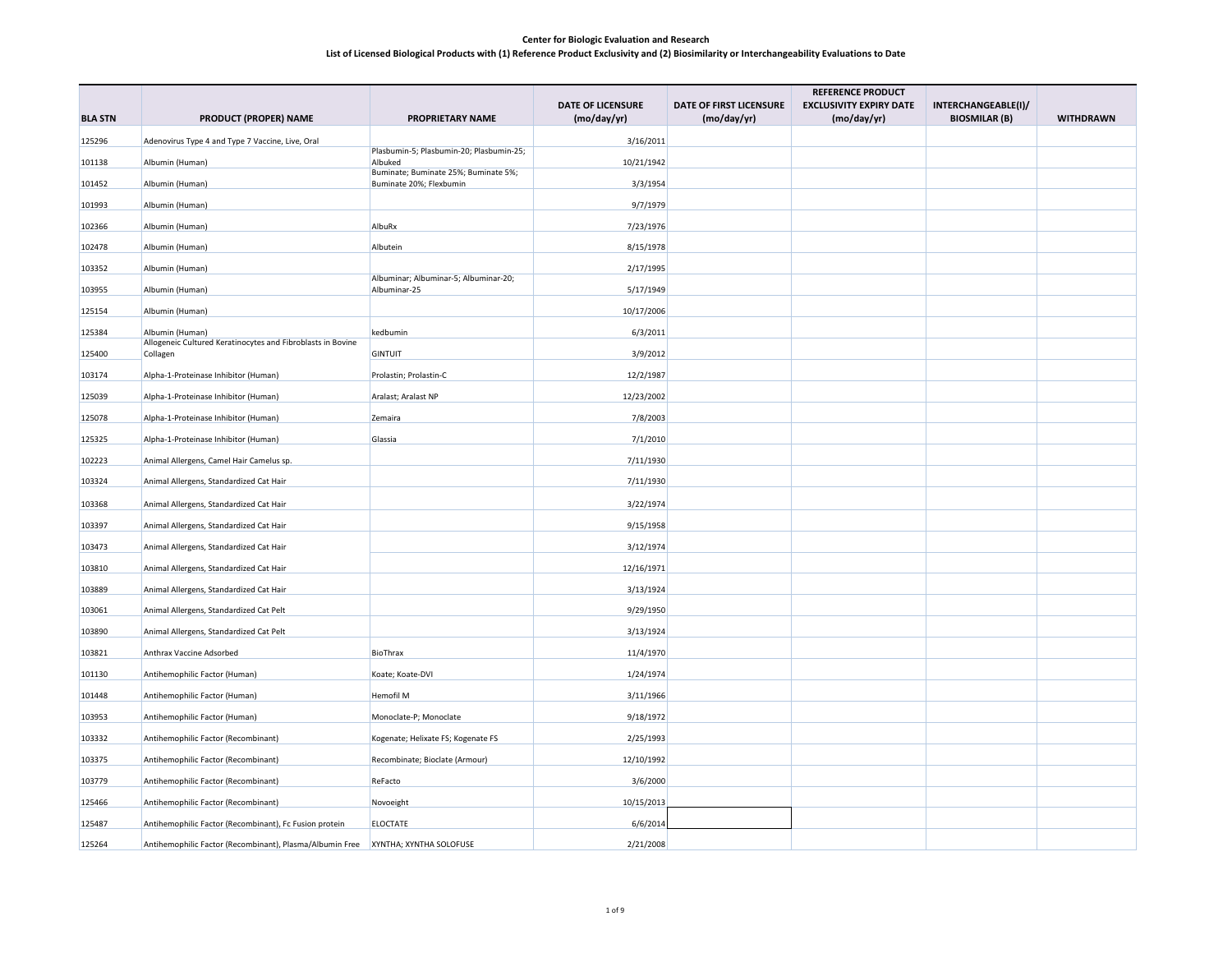**Center for Biologic Evaluation and Research**

**List of Licensed Biological Products with (1) Reference Product Exclusivity and (2) Biosimilarity or Interchangeability Evaluations to Date**

| BLA STN | PRODUCT (PROPER) NAME | PROPRIETARY NAME | DATE OF LICENSURE (mo/day/yr) | DATE OF FIRST LICENSURE (mo/day/yr) | REFERENCE PRODUCT EXCLUSIVITY EXPIRY DATE (mo/day/yr) | INTERCHANGEABLE(I)/ BIOSMILAR (B) | WITHDRAWN |
|---|---|---|---|---|---|---|---|
| 125296 | Adenovirus Type 4 and Type 7 Vaccine, Live, Oral | | 3/16/2011 | | | | |
| 101138 | Albumin (Human) | Plasbumin-5; Plasbumin-20; Plasbumin-25; Albuked | 10/21/1942 | | | | |
| 101452 | Albumin (Human) | Buminate; Buminate 25%; Buminate 5%; Buminate 20%; Flexbumin | 3/3/1954 | | | | |
| 101993 | Albumin (Human) | | 9/7/1979 | | | | |
| 102366 | Albumin (Human) | AlbuRx | 7/23/1976 | | | | |
| 102478 | Albumin (Human) | Albutein | 8/15/1978 | | | | |
| 103352 | Albumin (Human) | | 2/17/1995 | | | | |
| 103955 | Albumin (Human) | Albuminar; Albuminar-5; Albuminar-20; Albuminar-25 | 5/17/1949 | | | | |
| 125154 | Albumin (Human) | | 10/17/2006 | | | | |
| 125384 | Albumin (Human) | kedbumin | 6/3/2011 | | | | |
| 125400 | Allogeneic Cultured Keratinocytes and Fibroblasts in Bovine Collagen | GINTUIT | 3/9/2012 | | | | |
| 103174 | Alpha-1-Proteinase Inhibitor (Human) | Prolastin; Prolastin-C | 12/2/1987 | | | | |
| 125039 | Alpha-1-Proteinase Inhibitor (Human) | Aralast; Aralast NP | 12/23/2002 | | | | |
| 125078 | Alpha-1-Proteinase Inhibitor (Human) | Zemaira | 7/8/2003 | | | | |
| 125325 | Alpha-1-Proteinase Inhibitor (Human) | Glassia | 7/1/2010 | | | | |
| 102223 | Animal Allergens, Camel Hair Camelus sp. | | 7/11/1930 | | | | |
| 103324 | Animal Allergens, Standardized Cat Hair | | 7/11/1930 | | | | |
| 103368 | Animal Allergens, Standardized Cat Hair | | 3/22/1974 | | | | |
| 103397 | Animal Allergens, Standardized Cat Hair | | 9/15/1958 | | | | |
| 103473 | Animal Allergens, Standardized Cat Hair | | 3/12/1974 | | | | |
| 103810 | Animal Allergens, Standardized Cat Hair | | 12/16/1971 | | | | |
| 103889 | Animal Allergens, Standardized Cat Hair | | 3/13/1924 | | | | |
| 103061 | Animal Allergens, Standardized Cat Pelt | | 9/29/1950 | | | | |
| 103890 | Animal Allergens, Standardized Cat Pelt | | 3/13/1924 | | | | |
| 103821 | Anthrax Vaccine Adsorbed | BioThrax | 11/4/1970 | | | | |
| 101130 | Antihemophilic Factor (Human) | Koate; Koate-DVI | 1/24/1974 | | | | |
| 101448 | Antihemophilic Factor (Human) | Hemofil M | 3/11/1966 | | | | |
| 103953 | Antihemophilic Factor (Human) | Monoclate-P; Monoclate | 9/18/1972 | | | | |
| 103332 | Antihemophilic Factor (Recombinant) | Kogenate; Helixate FS; Kogenate FS | 2/25/1993 | | | | |
| 103375 | Antihemophilic Factor (Recombinant) | Recombinate; Bioclate (Armour) | 12/10/1992 | | | | |
| 103779 | Antihemophilic Factor (Recombinant) | ReFacto | 3/6/2000 | | | | |
| 125466 | Antihemophilic Factor (Recombinant) | Novoeight | 10/15/2013 | | | | |
| 125487 | Antihemophilic Factor (Recombinant), Fc Fusion protein | ELOCTATE | 6/6/2014 | | | | |
| 125264 | Antihemophilic Factor (Recombinant), Plasma/Albumin Free | XYNTHA; XYNTHA SOLOFUSE | 2/21/2008 | | | | |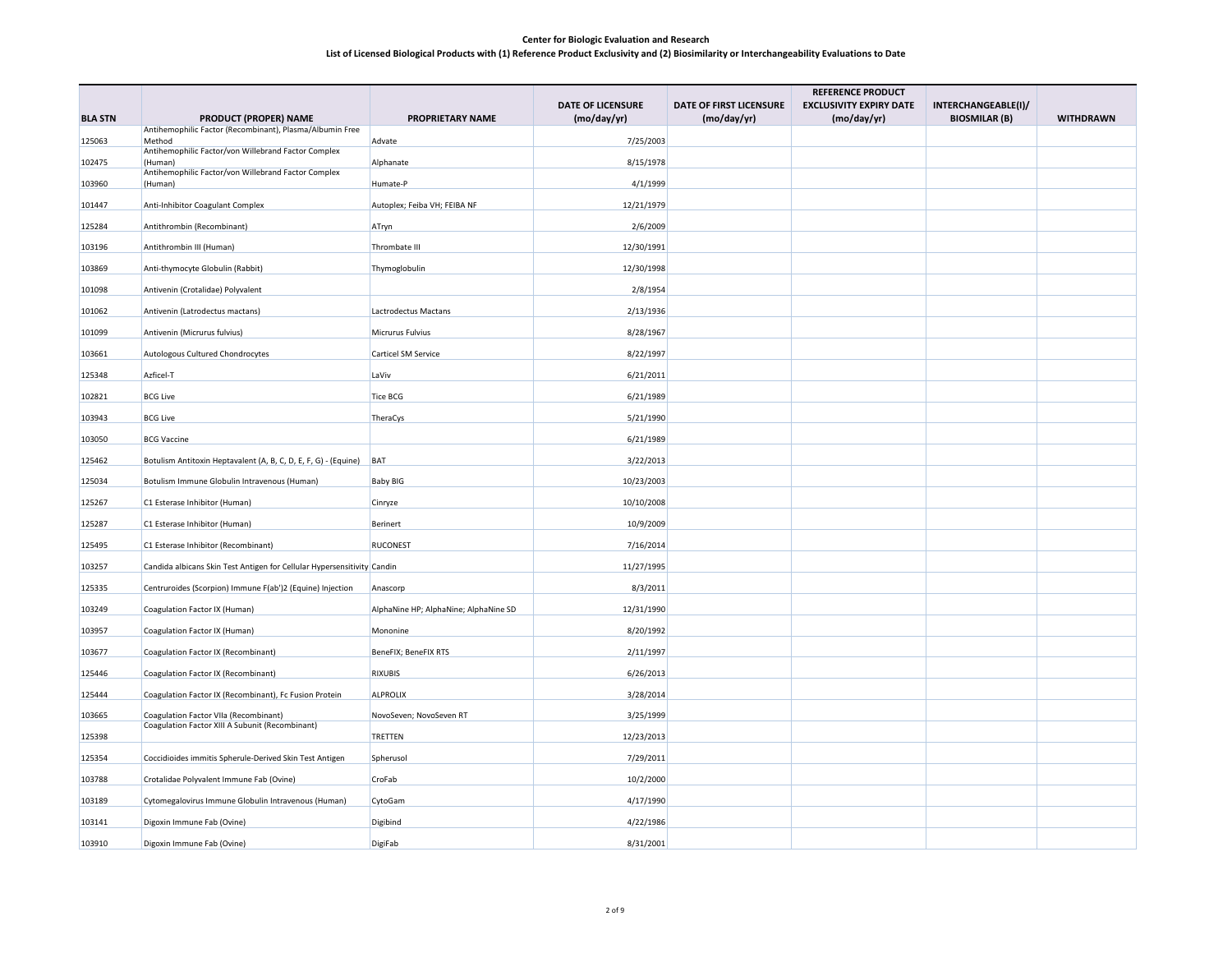**Center for Biologic Evaluation and Research**

**List of Licensed Biological Products with (1) Reference Product Exclusivity and (2) Biosimilarity or Interchangeability Evaluations to Date**

| BLA STN | PRODUCT (PROPER) NAME | PROPRIETARY NAME | DATE OF LICENSURE (mo/day/yr) | DATE OF FIRST LICENSURE (mo/day/yr) | REFERENCE PRODUCT EXCLUSIVITY EXPIRY DATE (mo/day/yr) | INTERCHANGEABLE(I)/ BIOSMILAR (B) | WITHDRAWN |
|---|---|---|---|---|---|---|---|
| 125063 | Antihemophilic Factor (Recombinant), Plasma/Albumin Free Method | Advate | 7/25/2003 | | | | |
| 102475 | Antihemophilic Factor/von Willebrand Factor Complex (Human) | Alphanate | 8/15/1978 | | | | |
| 103960 | Antihemophilic Factor/von Willebrand Factor Complex (Human) | Humate-P | 4/1/1999 | | | | |
| 101447 | Anti-Inhibitor Coagulant Complex | Autoplex; Feiba VH; FEIBA NF | 12/21/1979 | | | | |
| 125284 | Antithrombin (Recombinant) | ATryn | 2/6/2009 | | | | |
| 103196 | Antithrombin III (Human) | Thrombate III | 12/30/1991 | | | | |
| 103869 | Anti-thymocyte Globulin (Rabbit) | Thymoglobulin | 12/30/1998 | | | | |
| 101098 | Antivenin (Crotalidae) Polyvalent | | 2/8/1954 | | | | |
| 101062 | Antivenin (Latrodectus mactans) | Lactrodectus Mactans | 2/13/1936 | | | | |
| 101099 | Antivenin (Micrurus fulvius) | Micrurus Fulvius | 8/28/1967 | | | | |
| 103661 | Autologous Cultured Chondrocytes | Carticel SM Service | 8/22/1997 | | | | |
| 125348 | Azficel-T | LaViv | 6/21/2011 | | | | |
| 102821 | BCG Live | Tice BCG | 6/21/1989 | | | | |
| 103943 | BCG Live | TheraCys | 5/21/1990 | | | | |
| 103050 | BCG Vaccine | | 6/21/1989 | | | | |
| 125462 | Botulism Antitoxin Heptavalent (A, B, C, D, E, F, G) - (Equine) | BAT | 3/22/2013 | | | | |
| 125034 | Botulism Immune Globulin Intravenous (Human) | Baby BIG | 10/23/2003 | | | | |
| 125267 | C1 Esterase Inhibitor (Human) | Cinryze | 10/10/2008 | | | | |
| 125287 | C1 Esterase Inhibitor (Human) | Berinert | 10/9/2009 | | | | |
| 125495 | C1 Esterase Inhibitor (Recombinant) | RUCONEST | 7/16/2014 | | | | |
| 103257 | Candida albicans Skin Test Antigen for Cellular Hypersensitivity | Candin | 11/27/1995 | | | | |
| 125335 | Centruroides (Scorpion) Immune F(ab')2 (Equine) Injection | Anascorp | 8/3/2011 | | | | |
| 103249 | Coagulation Factor IX (Human) | AlphaNine HP; AlphaNine; AlphaNine SD | 12/31/1990 | | | | |
| 103957 | Coagulation Factor IX (Human) | Mononine | 8/20/1992 | | | | |
| 103677 | Coagulation Factor IX (Recombinant) | BeneFIX; BeneFIX RTS | 2/11/1997 | | | | |
| 125446 | Coagulation Factor IX (Recombinant) | RIXUBIS | 6/26/2013 | | | | |
| 125444 | Coagulation Factor IX (Recombinant), Fc Fusion Protein | ALPROLIX | 3/28/2014 | | | | |
| 103665 | Coagulation Factor VIIa (Recombinant) | NovoSeven; NovoSeven RT | 3/25/1999 | | | | |
| 125398 | Coagulation Factor XIII A Subunit (Recombinant) | TRETTEN | 12/23/2013 | | | | |
| 125354 | Coccidioides immitis Spherule-Derived Skin Test Antigen | Spherusol | 7/29/2011 | | | | |
| 103788 | Crotalidae Polyvalent Immune Fab (Ovine) | CroFab | 10/2/2000 | | | | |
| 103189 | Cytomegalovirus Immune Globulin Intravenous (Human) | CytoGam | 4/17/1990 | | | | |
| 103141 | Digoxin Immune Fab (Ovine) | Digibind | 4/22/1986 | | | | |
| 103910 | Digoxin Immune Fab (Ovine) | DigiFab | 8/31/2001 | | | | |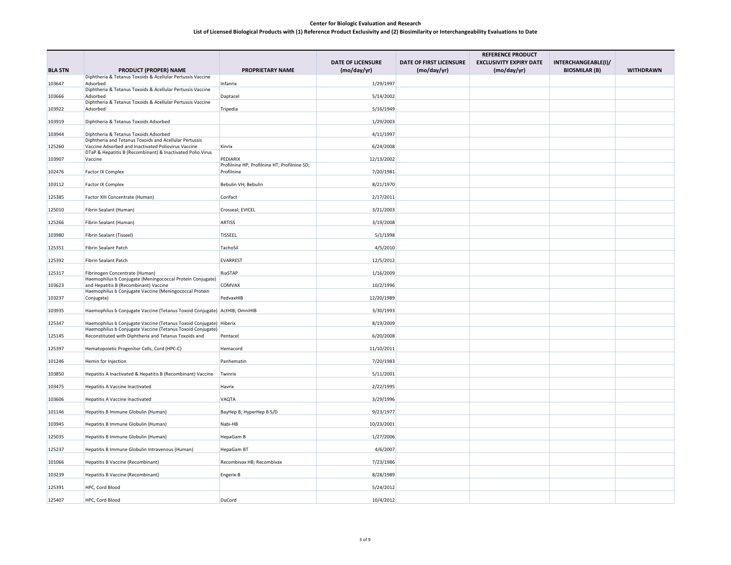**Center for Biologic Evaluation and Research**

**List of Licensed Biological Products with (1) Reference Product Exclusivity and (2) Biosimilarity or Interchangeability Evaluations to Date**

| BLA STN | PRODUCT (PROPER) NAME | PROPRIETARY NAME | DATE OF LICENSURE (mo/day/yr) | DATE OF FIRST LICENSURE (mo/day/yr) | REFERENCE PRODUCT EXCLUSIVITY EXPIRY DATE (mo/day/yr) | INTERCHANGEABLE(I)/ BIOSMILAR (B) | WITHDRAWN |
|---|---|---|---|---|---|---|---|
| 103647 | Diphtheria & Tetanus Toxoids & Acellular Pertussis Vaccine Adsorbed | Infanrix | 1/29/1997 | | | | |
| 103666 | Diphtheria & Tetanus Toxoids & Acellular Pertussis Vaccine Adsorbed | Daptacel | 5/14/2002 | | | | |
| 103922 | Diphtheria & Tetanus Toxoids & Acellular Pertussis Vaccine Adsorbed | Tripedia | 5/16/1949 | | | | |
| 103919 | Diphtheria & Tetanus Toxoids Adsorbed | | 1/29/2003 | | | | |
| 103944 | Diphtheria & Tetanus Toxoids Adsorbed | | 4/11/1997 | | | | |
| 125260 | Diphtheria and Tetanus Toxoids and Acellular Pertussis Vaccine Adsorbed and Inactivated Poliovirus Vaccine | Kinrix | 6/24/2008 | | | | |
| 103907 | DTaP & Hepatitis B (Recombinant) & Inactivated Polio Virus Vaccine | PEDIARIX | 12/13/2002 | | | | |
| 102476 | Factor IX Complex | Profilnine HP; Profilnine HT; Profilnine SD; Profilnine | 7/20/1981 | | | | |
| 103112 | Factor IX Complex | Bebulin VH; Bebulin | 8/21/1970 | | | | |
| 125385 | Factor XIII Concentrate (Human) | Corifact | 2/17/2011 | | | | |
| 125010 | Fibrin Sealant (Human) | Crosseal; EVICEL | 3/21/2003 | | | | |
| 125266 | Fibrin Sealant (Human) | ARTISS | 3/19/2008 | | | | |
| 103980 | Fibrin Sealant (Tisseel) | TISSEEL | 5/1/1998 | | | | |
| 125351 | Fibrin Sealant Patch | TachoSil | 4/5/2010 | | | | |
| 125392 | Fibrin Sealant Patch | EVARREST | 12/5/2012 | | | | |
| 125317 | Fibrinogen Concentrate (Human) | RiaSTAP | 1/16/2009 | | | | |
| 103623 | Haemophilus b Conjugate (Meningococcal Protein Conjugate) and Hepatitis B (Recombinant) Vaccine | COMVAX | 10/2/1996 | | | | |
| 103237 | Haemophilus b Conjugate Vaccine (Meningococcal Protein Conjugate) | PedvaxHIB | 12/20/1989 | | | | |
| 103935 | Haemophilus b Conjugate Vaccine (Tetanus Toxoid Conjugate) | ActHIB; OmniHIB | 3/30/1993 | | | | |
| 125347 | Haemophilus b Conjugate Vaccine (Tetanus Toxoid Conjugate) | Hiberix | 8/19/2009 | | | | |
| 125145 | Haemophilus b Conjugate Vaccine (Tetanus Toxoid Conjugate) Reconstituted with Diphtheria and Tetanus Toxoids and | Pentacel | 6/20/2008 | | | | |
| 125397 | Hematopoietic Progenitor Cells, Cord (HPC-C) | Hemacord | 11/10/2011 | | | | |
| 101246 | Hemin for Injection | Panhematin | 7/20/1983 | | | | |
| 103850 | Hepatitis A Inactivated & Hepatitis B (Recombinant) Vaccine | Twinrix | 5/11/2001 | | | | |
| 103475 | Hepatitis A Vaccine Inactivated | Havrix | 2/22/1995 | | | | |
| 103606 | Hepatitis A Vaccine Inactivated | VAQTA | 3/29/1996 | | | | |
| 101146 | Hepatitis B Immune Globulin (Human) | BayHep B; HyperHep B S/D | 9/23/1977 | | | | |
| 103945 | Hepatitis B Immune Globulin (Human) | Nabi-HB | 10/23/2001 | | | | |
| 125035 | Hepatitis B Immune Globulin (Human) | HepaGam B | 1/27/2006 | | | | |
| 125237 | Hepatitis B Immune Globulin Intravenous (Human) | HepaGam BT | 4/6/2007 | | | | |
| 101066 | Hepatitis B Vaccine (Recombinant) | Recombivax HB; Recombivax | 7/23/1986 | | | | |
| 103239 | Hepatitis B Vaccine (Recombinant) | Engerix-B | 8/28/1989 | | | | |
| 125391 | HPC, Cord Blood | | 5/24/2012 | | | | |
| 125407 | HPC, Cord Blood | DuCord | 10/4/2012 | | | | |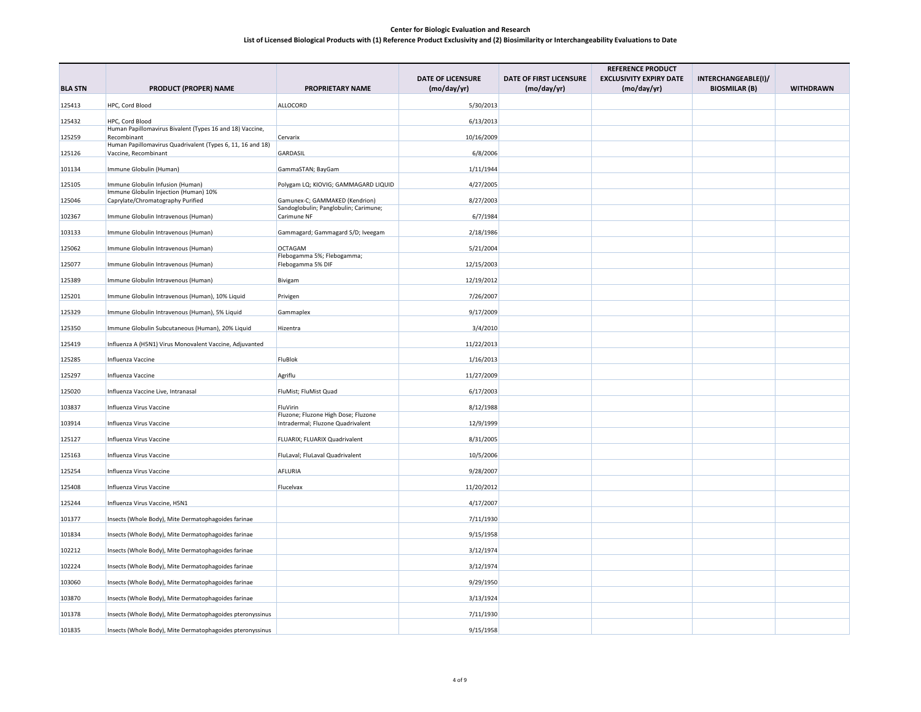**Center for Biologic Evaluation and Research**

**List of Licensed Biological Products with (1) Reference Product Exclusivity and (2) Biosimilarity or Interchangeability Evaluations to Date**

| BLA STN | PRODUCT (PROPER) NAME | PROPRIETARY NAME | DATE OF LICENSURE (mo/day/yr) | DATE OF FIRST LICENSURE (mo/day/yr) | REFERENCE PRODUCT EXCLUSIVITY EXPIRY DATE (mo/day/yr) | INTERCHANGEABLE(I)/ BIOSMILAR (B) | WITHDRAWN |
|---|---|---|---|---|---|---|---|
| 125413 | HPC, Cord Blood | ALLOCORD | 5/30/2013 | | | | |
| 125432 | HPC, Cord Blood | | 6/13/2013 | | | | |
| 125259 | Human Papillomavirus Bivalent (Types 16 and 18) Vaccine, Recombinant | Cervarix | 10/16/2009 | | | | |
| 125126 | Human Papillomavirus Quadrivalent (Types 6, 11, 16 and 18) Vaccine, Recombinant | GARDASIL | 6/8/2006 | | | | |
| 101134 | Immune Globulin (Human) | GammaSTAN; BayGam | 1/11/1944 | | | | |
| 125105 | Immune Globulin Infusion (Human) | Polygam LQ; KIOVIG; GAMMAGARD LIQUID | 4/27/2005 | | | | |
| 125046 | Immune Globulin Injection (Human) 10% Caprylate/Chromatography Purified | Gamunex-C; GAMMAKED (Kendrion) | 8/27/2003 | | | | |
| 102367 | Immune Globulin Intravenous (Human) | Sandoglobulin; Panglobulin; Carimune; Carimune NF | 6/7/1984 | | | | |
| 103133 | Immune Globulin Intravenous (Human) | Gammagard; Gammagard S/D; Iveegam | 2/18/1986 | | | | |
| 125062 | Immune Globulin Intravenous (Human) | OCTAGAM | 5/21/2004 | | | | |
| 125077 | Immune Globulin Intravenous (Human) | Flebogamma 5%; Flebogamma; Flebogamma 5% DIF | 12/15/2003 | | | | |
| 125389 | Immune Globulin Intravenous (Human) | Bivigam | 12/19/2012 | | | | |
| 125201 | Immune Globulin Intravenous (Human), 10% Liquid | Privigen | 7/26/2007 | | | | |
| 125329 | Immune Globulin Intravenous (Human), 5% Liquid | Gammaplex | 9/17/2009 | | | | |
| 125350 | Immune Globulin Subcutaneous (Human), 20% Liquid | Hizentra | 3/4/2010 | | | | |
| 125419 | Influenza A (H5N1) Virus Monovalent Vaccine, Adjuvanted | | 11/22/2013 | | | | |
| 125285 | Influenza Vaccine | FluBlok | 1/16/2013 | | | | |
| 125297 | Influenza Vaccine | Agriflu | 11/27/2009 | | | | |
| 125020 | Influenza Vaccine Live, Intranasal | FluMist; FluMist Quad | 6/17/2003 | | | | |
| 103837 | Influenza Virus Vaccine | FluVirin | 8/12/1988 | | | | |
| 103914 | Influenza Virus Vaccine | Fluzone; Fluzone High Dose; Fluzone Intradermal; Fluzone Quadrivalent | 12/9/1999 | | | | |
| 125127 | Influenza Virus Vaccine | FLUARIX; FLUARIX Quadrivalent | 8/31/2005 | | | | |
| 125163 | Influenza Virus Vaccine | FluLaval; FluLaval Quadrivalent | 10/5/2006 | | | | |
| 125254 | Influenza Virus Vaccine | AFLURIA | 9/28/2007 | | | | |
| 125408 | Influenza Virus Vaccine | Flucelvax | 11/20/2012 | | | | |
| 125244 | Influenza Virus Vaccine, H5N1 | | 4/17/2007 | | | | |
| 101377 | Insects (Whole Body), Mite Dermatophagoides farinae | | 7/11/1930 | | | | |
| 101834 | Insects (Whole Body), Mite Dermatophagoides farinae | | 9/15/1958 | | | | |
| 102212 | Insects (Whole Body), Mite Dermatophagoides farinae | | 3/12/1974 | | | | |
| 102224 | Insects (Whole Body), Mite Dermatophagoides farinae | | 3/12/1974 | | | | |
| 103060 | Insects (Whole Body), Mite Dermatophagoides farinae | | 9/29/1950 | | | | |
| 103870 | Insects (Whole Body), Mite Dermatophagoides farinae | | 3/13/1924 | | | | |
| 101378 | Insects (Whole Body), Mite Dermatophagoides pteronyssinus | | 7/11/1930 | | | | |
| 101835 | Insects (Whole Body), Mite Dermatophagoides pteronyssinus | | 9/15/1958 | | | | |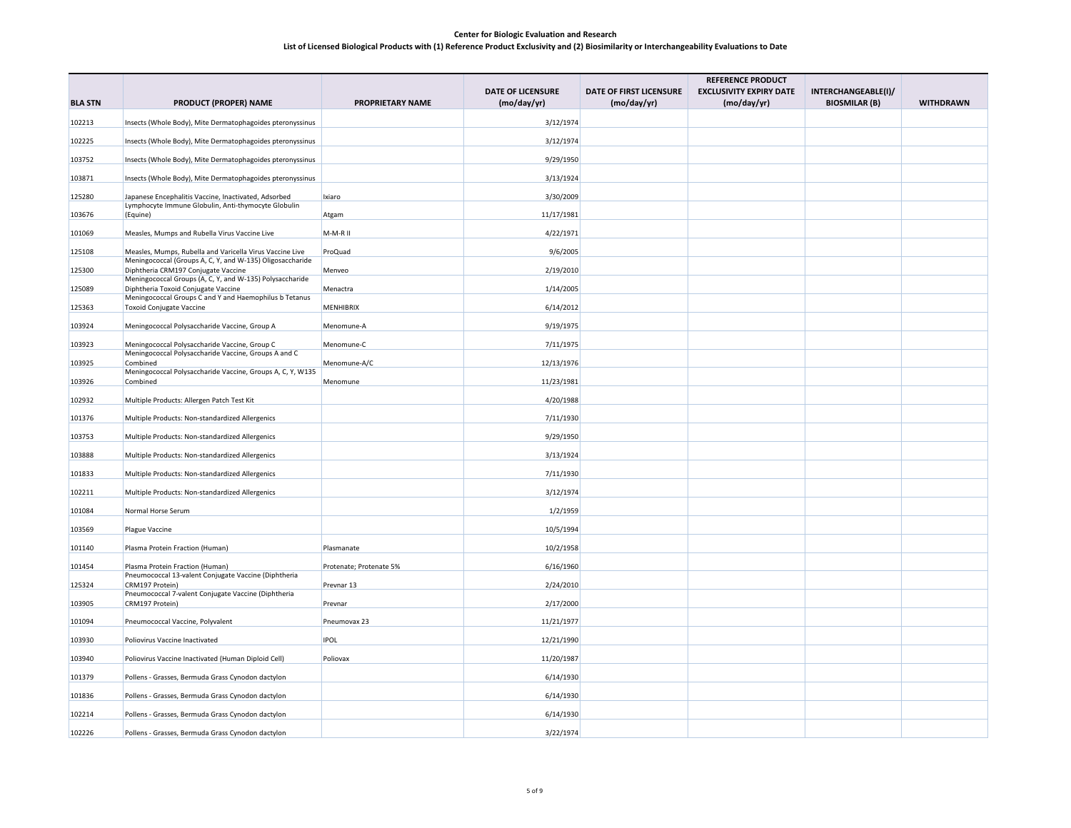**Center for Biologic Evaluation and Research**

**List of Licensed Biological Products with (1) Reference Product Exclusivity and (2) Biosimilarity or Interchangeability Evaluations to Date**

| BLA STN | PRODUCT (PROPER) NAME | PROPRIETARY NAME | DATE OF LICENSURE (mo/day/yr) | DATE OF FIRST LICENSURE (mo/day/yr) | REFERENCE PRODUCT EXCLUSIVITY EXPIRY DATE (mo/day/yr) | INTERCHANGEABLE(I)/ BIOSMILAR (B) | WITHDRAWN |
|---|---|---|---|---|---|---|---|
| 102213 | Insects (Whole Body), Mite Dermatophagoides pteronyssinus | | 3/12/1974 | | | | |
| 102225 | Insects (Whole Body), Mite Dermatophagoides pteronyssinus | | 3/12/1974 | | | | |
| 103752 | Insects (Whole Body), Mite Dermatophagoides pteronyssinus | | 9/29/1950 | | | | |
| 103871 | Insects (Whole Body), Mite Dermatophagoides pteronyssinus | | 3/13/1924 | | | | |
| 125280 | Japanese Encephalitis Vaccine, Inactivated, Adsorbed | Ixiaro | 3/30/2009 | | | | |
| 103676 | Lymphocyte Immune Globulin, Anti-thymocyte Globulin (Equine) | Atgam | 11/17/1981 | | | | |
| 101069 | Measles, Mumps and Rubella Virus Vaccine Live | M-M-R II | 4/22/1971 | | | | |
| 125108 | Measles, Mumps, Rubella and Varicella Virus Vaccine Live | ProQuad | 9/6/2005 | | | | |
| 125300 | Meningococcal (Groups A, C, Y, and W-135) Oligosaccharide Diphtheria CRM197 Conjugate Vaccine | Menveo | 2/19/2010 | | | | |
| 125089 | Meningococcal Groups (A, C, Y, and W-135) Polysaccharide Diphtheria Toxoid Conjugate Vaccine | Menactra | 1/14/2005 | | | | |
| 125363 | Meningococcal Groups C and Y and Haemophilus b Tetanus Toxoid Conjugate Vaccine | MENHIBRIX | 6/14/2012 | | | | |
| 103924 | Meningococcal Polysaccharide Vaccine, Group A | Menomune-A | 9/19/1975 | | | | |
| 103923 | Meningococcal Polysaccharide Vaccine, Group C | Menomune-C | 7/11/1975 | | | | |
| 103925 | Meningococcal Polysaccharide Vaccine, Groups A and C Combined | Menomune-A/C | 12/13/1976 | | | | |
| 103926 | Meningococcal Polysaccharide Vaccine, Groups A, C, Y, W135 Combined | Menomune | 11/23/1981 | | | | |
| 102932 | Multiple Products: Allergen Patch Test Kit | | 4/20/1988 | | | | |
| 101376 | Multiple Products: Non-standardized Allergenics | | 7/11/1930 | | | | |
| 103753 | Multiple Products: Non-standardized Allergenics | | 9/29/1950 | | | | |
| 103888 | Multiple Products: Non-standardized Allergenics | | 3/13/1924 | | | | |
| 101833 | Multiple Products: Non-standardized Allergenics | | 7/11/1930 | | | | |
| 102211 | Multiple Products: Non-standardized Allergenics | | 3/12/1974 | | | | |
| 101084 | Normal Horse Serum | | 1/2/1959 | | | | |
| 103569 | Plague Vaccine | | 10/5/1994 | | | | |
| 101140 | Plasma Protein Fraction (Human) | Plasmanate | 10/2/1958 | | | | |
| 101454 | Plasma Protein Fraction (Human) | Protenate; Protenate 5% | 6/16/1960 | | | | |
| 125324 | Pneumococcal 13-valent Conjugate Vaccine (Diphtheria CRM197 Protein) | Prevnar 13 | 2/24/2010 | | | | |
| 103905 | Pneumococcal 7-valent Conjugate Vaccine (Diphtheria CRM197 Protein) | Prevnar | 2/17/2000 | | | | |
| 101094 | Pneumococcal Vaccine, Polyvalent | Pneumovax 23 | 11/21/1977 | | | | |
| 103930 | Poliovirus Vaccine Inactivated | IPOL | 12/21/1990 | | | | |
| 103940 | Poliovirus Vaccine Inactivated (Human Diploid Cell) | Poliovax | 11/20/1987 | | | | |
| 101379 | Pollens - Grasses, Bermuda Grass Cynodon dactylon | | 6/14/1930 | | | | |
| 101836 | Pollens - Grasses, Bermuda Grass Cynodon dactylon | | 6/14/1930 | | | | |
| 102214 | Pollens - Grasses, Bermuda Grass Cynodon dactylon | | 6/14/1930 | | | | |
| 102226 | Pollens - Grasses, Bermuda Grass Cynodon dactylon | | 3/22/1974 | | | | |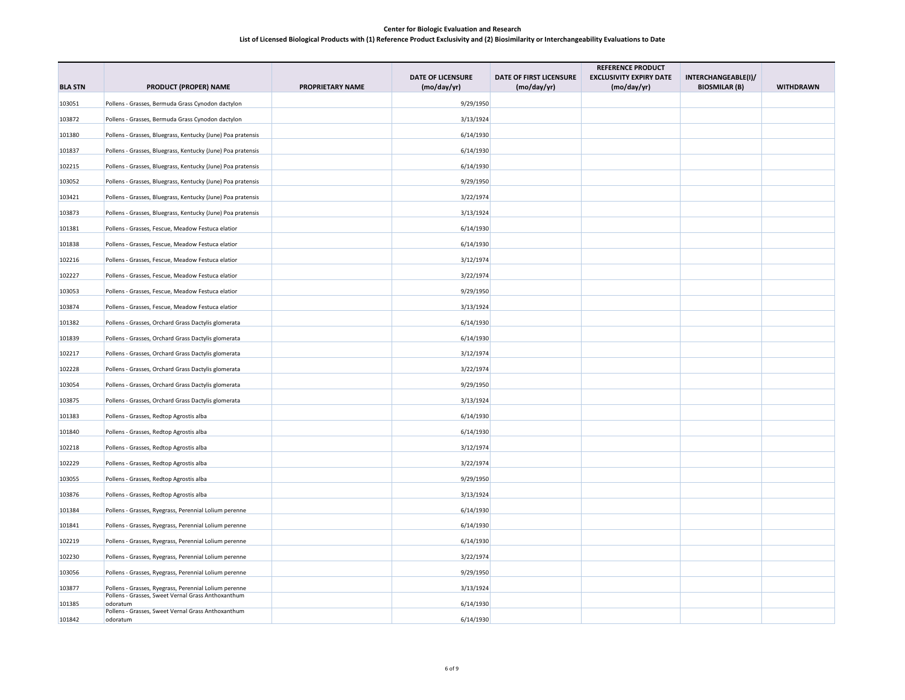**Center for Biologic Evaluation and Research**

**List of Licensed Biological Products with (1) Reference Product Exclusivity and (2) Biosimilarity or Interchangeability Evaluations to Date**

| BLA STN | PRODUCT (PROPER) NAME | PROPRIETARY NAME | DATE OF LICENSURE (mo/day/yr) | DATE OF FIRST LICENSURE (mo/day/yr) | REFERENCE PRODUCT EXCLUSIVITY EXPIRY DATE (mo/day/yr) | INTERCHANGEABLE(I)/ BIOSMILAR (B) | WITHDRAWN |
|---|---|---|---|---|---|---|---|
| 103051 | Pollens - Grasses, Bermuda Grass Cynodon dactylon | | 9/29/1950 | | | | |
| 103872 | Pollens - Grasses, Bermuda Grass Cynodon dactylon | | 3/13/1924 | | | | |
| 101380 | Pollens - Grasses, Bluegrass, Kentucky (June) Poa pratensis | | 6/14/1930 | | | | |
| 101837 | Pollens - Grasses, Bluegrass, Kentucky (June) Poa pratensis | | 6/14/1930 | | | | |
| 102215 | Pollens - Grasses, Bluegrass, Kentucky (June) Poa pratensis | | 6/14/1930 | | | | |
| 103052 | Pollens - Grasses, Bluegrass, Kentucky (June) Poa pratensis | | 9/29/1950 | | | | |
| 103421 | Pollens - Grasses, Bluegrass, Kentucky (June) Poa pratensis | | 3/22/1974 | | | | |
| 103873 | Pollens - Grasses, Bluegrass, Kentucky (June) Poa pratensis | | 3/13/1924 | | | | |
| 101381 | Pollens - Grasses, Fescue, Meadow Festuca elatior | | 6/14/1930 | | | | |
| 101838 | Pollens - Grasses, Fescue, Meadow Festuca elatior | | 6/14/1930 | | | | |
| 102216 | Pollens - Grasses, Fescue, Meadow Festuca elatior | | 3/12/1974 | | | | |
| 102227 | Pollens - Grasses, Fescue, Meadow Festuca elatior | | 3/22/1974 | | | | |
| 103053 | Pollens - Grasses, Fescue, Meadow Festuca elatior | | 9/29/1950 | | | | |
| 103874 | Pollens - Grasses, Fescue, Meadow Festuca elatior | | 3/13/1924 | | | | |
| 101382 | Pollens - Grasses, Orchard Grass Dactylis glomerata | | 6/14/1930 | | | | |
| 101839 | Pollens - Grasses, Orchard Grass Dactylis glomerata | | 6/14/1930 | | | | |
| 102217 | Pollens - Grasses, Orchard Grass Dactylis glomerata | | 3/12/1974 | | | | |
| 102228 | Pollens - Grasses, Orchard Grass Dactylis glomerata | | 3/22/1974 | | | | |
| 103054 | Pollens - Grasses, Orchard Grass Dactylis glomerata | | 9/29/1950 | | | | |
| 103875 | Pollens - Grasses, Orchard Grass Dactylis glomerata | | 3/13/1924 | | | | |
| 101383 | Pollens - Grasses, Redtop Agrostis alba | | 6/14/1930 | | | | |
| 101840 | Pollens - Grasses, Redtop Agrostis alba | | 6/14/1930 | | | | |
| 102218 | Pollens - Grasses, Redtop Agrostis alba | | 3/12/1974 | | | | |
| 102229 | Pollens - Grasses, Redtop Agrostis alba | | 3/22/1974 | | | | |
| 103055 | Pollens - Grasses, Redtop Agrostis alba | | 9/29/1950 | | | | |
| 103876 | Pollens - Grasses, Redtop Agrostis alba | | 3/13/1924 | | | | |
| 101384 | Pollens - Grasses, Ryegrass, Perennial Lolium perenne | | 6/14/1930 | | | | |
| 101841 | Pollens - Grasses, Ryegrass, Perennial Lolium perenne | | 6/14/1930 | | | | |
| 102219 | Pollens - Grasses, Ryegrass, Perennial Lolium perenne | | 6/14/1930 | | | | |
| 102230 | Pollens - Grasses, Ryegrass, Perennial Lolium perenne | | 3/22/1974 | | | | |
| 103056 | Pollens - Grasses, Ryegrass, Perennial Lolium perenne | | 9/29/1950 | | | | |
| 103877 | Pollens - Grasses, Ryegrass, Perennial Lolium perenne | | 3/13/1924 | | | | |
| 101385 | Pollens - Grasses, Sweet Vernal Grass Anthoxanthum odoratum | | 6/14/1930 | | | | |
| 101842 | Pollens - Grasses, Sweet Vernal Grass Anthoxanthum odoratum | | 6/14/1930 | | | | |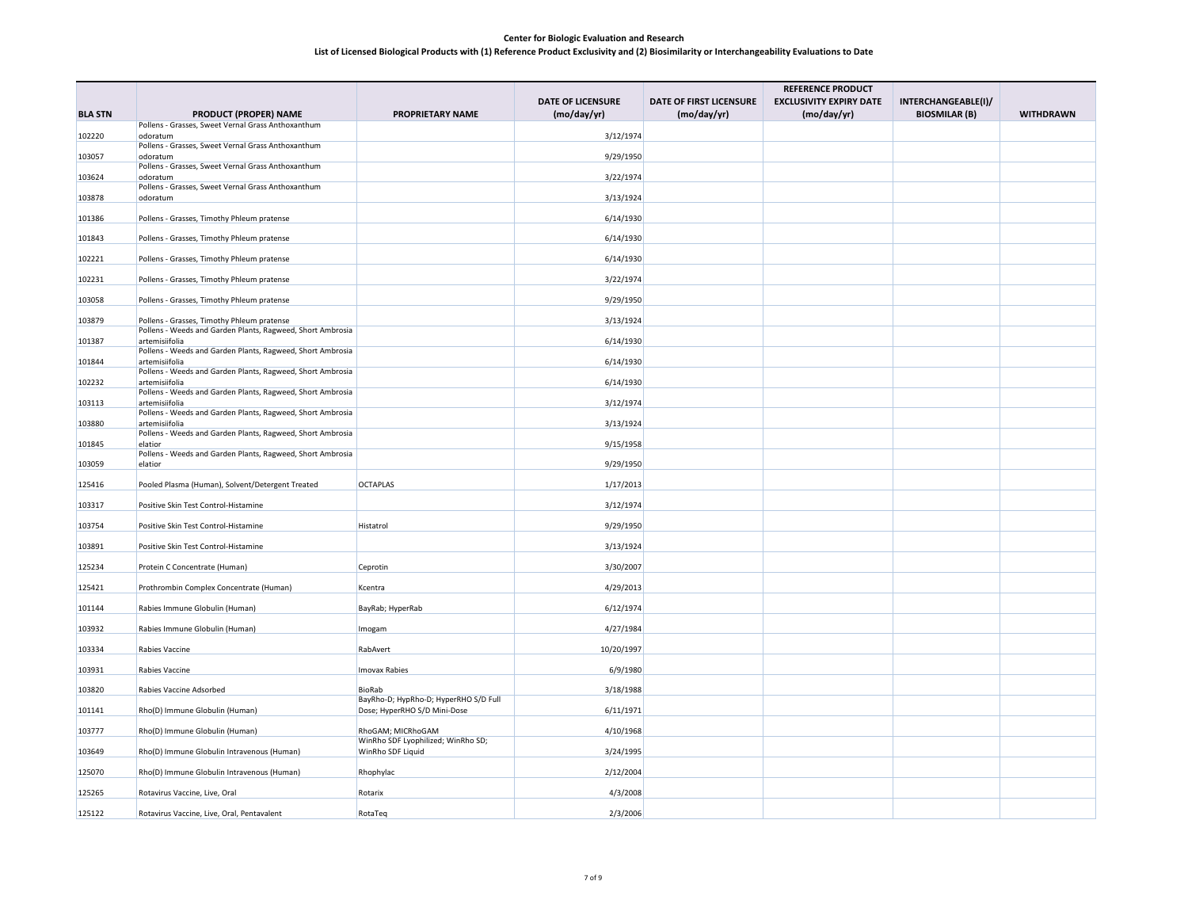**Center for Biologic Evaluation and Research**

**List of Licensed Biological Products with (1) Reference Product Exclusivity and (2) Biosimilarity or Interchangeability Evaluations to Date**

| BLA STN | PRODUCT (PROPER) NAME | PROPRIETARY NAME | DATE OF LICENSURE (mo/day/yr) | DATE OF FIRST LICENSURE (mo/day/yr) | REFERENCE PRODUCT EXCLUSIVITY EXPIRY DATE (mo/day/yr) | INTERCHANGEABLE(I)/ BIOSMILAR (B) | WITHDRAWN |
|---|---|---|---|---|---|---|---|
| 102220 | Pollens - Grasses, Sweet Vernal Grass Anthoxanthum odoratum | | 3/12/1974 | | | | |
| 103057 | Pollens - Grasses, Sweet Vernal Grass Anthoxanthum odoratum | | 9/29/1950 | | | | |
| 103624 | Pollens - Grasses, Sweet Vernal Grass Anthoxanthum odoratum | | 3/22/1974 | | | | |
| 103878 | Pollens - Grasses, Sweet Vernal Grass Anthoxanthum odoratum | | 3/13/1924 | | | | |
| 101386 | Pollens - Grasses, Timothy Phleum pratense | | 6/14/1930 | | | | |
| 101843 | Pollens - Grasses, Timothy Phleum pratense | | 6/14/1930 | | | | |
| 102221 | Pollens - Grasses, Timothy Phleum pratense | | 6/14/1930 | | | | |
| 102231 | Pollens - Grasses, Timothy Phleum pratense | | 3/22/1974 | | | | |
| 103058 | Pollens - Grasses, Timothy Phleum pratense | | 9/29/1950 | | | | |
| 103879 | Pollens - Grasses, Timothy Phleum pratense | | 3/13/1924 | | | | |
| 101387 | Pollens - Weeds and Garden Plants, Ragweed, Short Ambrosia artemisiifolia | | 6/14/1930 | | | | |
| 101844 | Pollens - Weeds and Garden Plants, Ragweed, Short Ambrosia artemisiifolia | | 6/14/1930 | | | | |
| 102232 | Pollens - Weeds and Garden Plants, Ragweed, Short Ambrosia artemisiifolia | | 6/14/1930 | | | | |
| 103113 | Pollens - Weeds and Garden Plants, Ragweed, Short Ambrosia artemisiifolia | | 3/12/1974 | | | | |
| 103880 | Pollens - Weeds and Garden Plants, Ragweed, Short Ambrosia artemisiifolia | | 3/13/1924 | | | | |
| 101845 | Pollens - Weeds and Garden Plants, Ragweed, Short Ambrosia elatior | | 9/15/1958 | | | | |
| 103059 | Pollens - Weeds and Garden Plants, Ragweed, Short Ambrosia elatior | | 9/29/1950 | | | | |
| 125416 | Pooled Plasma (Human), Solvent/Detergent Treated | OCTAPLAS | 1/17/2013 | | | | |
| 103317 | Positive Skin Test Control-Histamine | | 3/12/1974 | | | | |
| 103754 | Positive Skin Test Control-Histamine | Histatrol | 9/29/1950 | | | | |
| 103891 | Positive Skin Test Control-Histamine | | 3/13/1924 | | | | |
| 125234 | Protein C Concentrate (Human) | Ceprotin | 3/30/2007 | | | | |
| 125421 | Prothrombin Complex Concentrate (Human) | Kcentra | 4/29/2013 | | | | |
| 101144 | Rabies Immune Globulin (Human) | BayRab; HyperRab | 6/12/1974 | | | | |
| 103932 | Rabies Immune Globulin (Human) | Imogam | 4/27/1984 | | | | |
| 103334 | Rabies Vaccine | RabAvert | 10/20/1997 | | | | |
| 103931 | Rabies Vaccine | Imovax Rabies | 6/9/1980 | | | | |
| 103820 | Rabies Vaccine Adsorbed | BioRab | 3/18/1988 | | | | |
| 101141 | Rho(D) Immune Globulin (Human) | BayRho-D; HypRho-D; HyperRHO S/D Full Dose; HyperRHO S/D Mini-Dose | 6/11/1971 | | | | |
| 103777 | Rho(D) Immune Globulin (Human) | RhoGAM; MICRhoGAM | 4/10/1968 | | | | |
| 103649 | Rho(D) Immune Globulin Intravenous (Human) | WinRho SDF Lyophilized; WinRho SD; WinRho SDF Liquid | 3/24/1995 | | | | |
| 125070 | Rho(D) Immune Globulin Intravenous (Human) | Rhophylac | 2/12/2004 | | | | |
| 125265 | Rotavirus Vaccine, Live, Oral | Rotarix | 4/3/2008 | | | | |
| 125122 | Rotavirus Vaccine, Live, Oral, Pentavalent | RotaTeq | 2/3/2006 | | | | |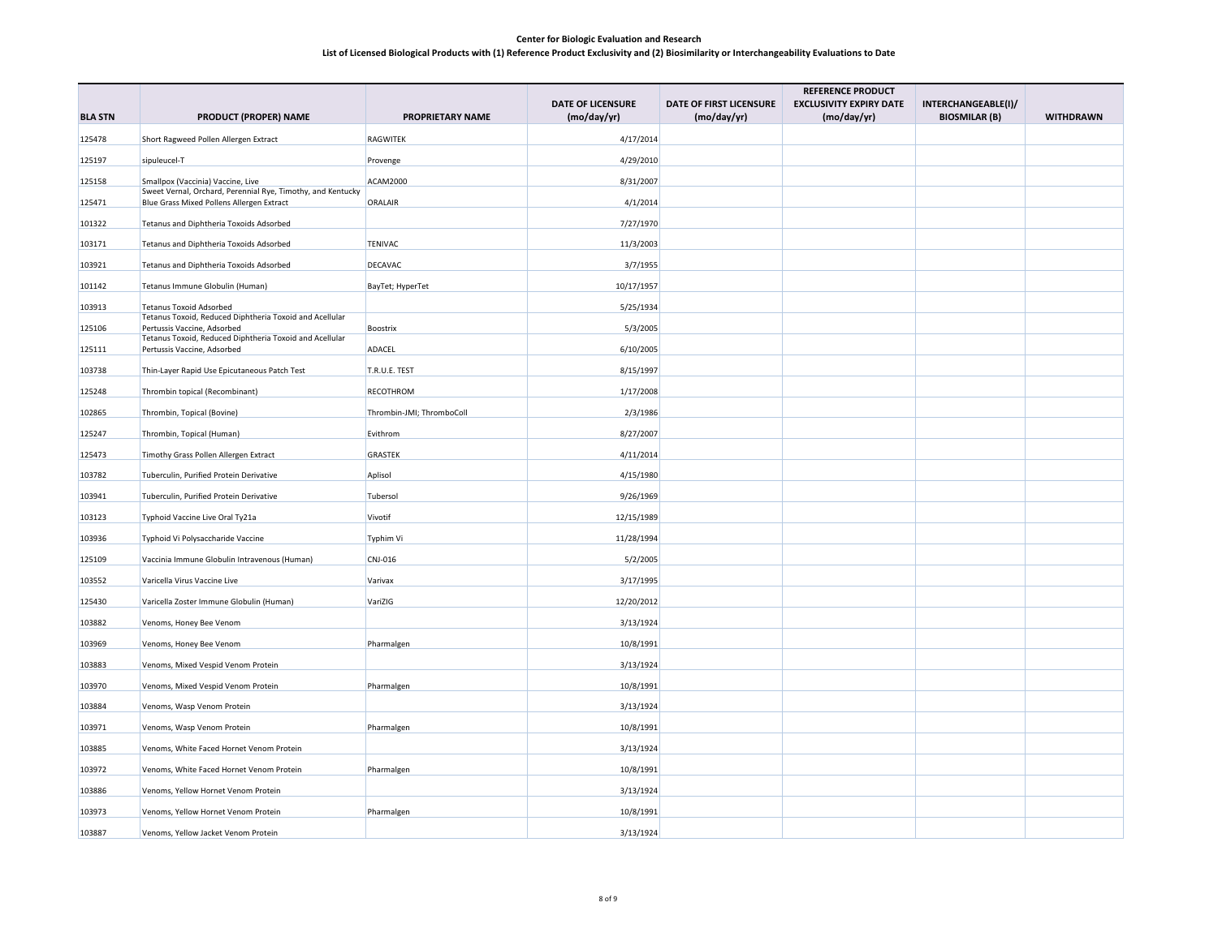**Center for Biologic Evaluation and Research**

**List of Licensed Biological Products with (1) Reference Product Exclusivity and (2) Biosimilarity or Interchangeability Evaluations to Date**

| BLA STN | PRODUCT (PROPER) NAME | PROPRIETARY NAME | DATE OF LICENSURE (mo/day/yr) | DATE OF FIRST LICENSURE (mo/day/yr) | REFERENCE PRODUCT EXCLUSIVITY EXPIRY DATE (mo/day/yr) | INTERCHANGEABLE(I)/ BIOSMILAR (B) | WITHDRAWN |
|---|---|---|---|---|---|---|---|
| 125478 | Short Ragweed Pollen Allergen Extract | RAGWITEK | 4/17/2014 | | | | |
| 125197 | sipuleucel-T | Provenge | 4/29/2010 | | | | |
| 125158 | Smallpox (Vaccinia) Vaccine, Live | ACAM2000 | 8/31/2007 | | | | |
| 125471 | Sweet Vernal, Orchard, Perennial Rye, Timothy, and Kentucky Blue Grass Mixed Pollens Allergen Extract | ORALAIR | 4/1/2014 | | | | |
| 101322 | Tetanus and Diphtheria Toxoids Adsorbed | | 7/27/1970 | | | | |
| 103171 | Tetanus and Diphtheria Toxoids Adsorbed | TENIVAC | 11/3/2003 | | | | |
| 103921 | Tetanus and Diphtheria Toxoids Adsorbed | DECAVAC | 3/7/1955 | | | | |
| 101142 | Tetanus Immune Globulin (Human) | BayTet; HyperTet | 10/17/1957 | | | | |
| 103913 | Tetanus Toxoid Adsorbed | | 5/25/1934 | | | | |
| 125106 | Tetanus Toxoid, Reduced Diphtheria Toxoid and Acellular Pertussis Vaccine, Adsorbed | Boostrix | 5/3/2005 | | | | |
| 125111 | Tetanus Toxoid, Reduced Diphtheria Toxoid and Acellular Pertussis Vaccine, Adsorbed | ADACEL | 6/10/2005 | | | | |
| 103738 | Thin-Layer Rapid Use Epicutaneous Patch Test | T.R.U.E. TEST | 8/15/1997 | | | | |
| 125248 | Thrombin topical (Recombinant) | RECOTHROM | 1/17/2008 | | | | |
| 102865 | Thrombin, Topical (Bovine) | Thrombin-JMI; ThromboColl | 2/3/1986 | | | | |
| 125247 | Thrombin, Topical (Human) | Evithrom | 8/27/2007 | | | | |
| 125473 | Timothy Grass Pollen Allergen Extract | GRASTEK | 4/11/2014 | | | | |
| 103782 | Tuberculin, Purified Protein Derivative | Aplisol | 4/15/1980 | | | | |
| 103941 | Tuberculin, Purified Protein Derivative | Tubersol | 9/26/1969 | | | | |
| 103123 | Typhoid Vaccine Live Oral Ty21a | Vivotif | 12/15/1989 | | | | |
| 103936 | Typhoid Vi Polysaccharide Vaccine | Typhim Vi | 11/28/1994 | | | | |
| 125109 | Vaccinia Immune Globulin Intravenous (Human) | CNJ-016 | 5/2/2005 | | | | |
| 103552 | Varicella Virus Vaccine Live | Varivax | 3/17/1995 | | | | |
| 125430 | Varicella Zoster Immune Globulin (Human) | VariZIG | 12/20/2012 | | | | |
| 103882 | Venoms, Honey Bee Venom | | 3/13/1924 | | | | |
| 103969 | Venoms, Honey Bee Venom | Pharmalgen | 10/8/1991 | | | | |
| 103883 | Venoms, Mixed Vespid Venom Protein | | 3/13/1924 | | | | |
| 103970 | Venoms, Mixed Vespid Venom Protein | Pharmalgen | 10/8/1991 | | | | |
| 103884 | Venoms, Wasp Venom Protein | | 3/13/1924 | | | | |
| 103971 | Venoms, Wasp Venom Protein | Pharmalgen | 10/8/1991 | | | | |
| 103885 | Venoms, White Faced Hornet Venom Protein | | 3/13/1924 | | | | |
| 103972 | Venoms, White Faced Hornet Venom Protein | Pharmalgen | 10/8/1991 | | | | |
| 103886 | Venoms, Yellow Hornet Venom Protein | | 3/13/1924 | | | | |
| 103973 | Venoms, Yellow Hornet Venom Protein | Pharmalgen | 10/8/1991 | | | | |
| 103887 | Venoms, Yellow Jacket Venom Protein | | 3/13/1924 | | | | |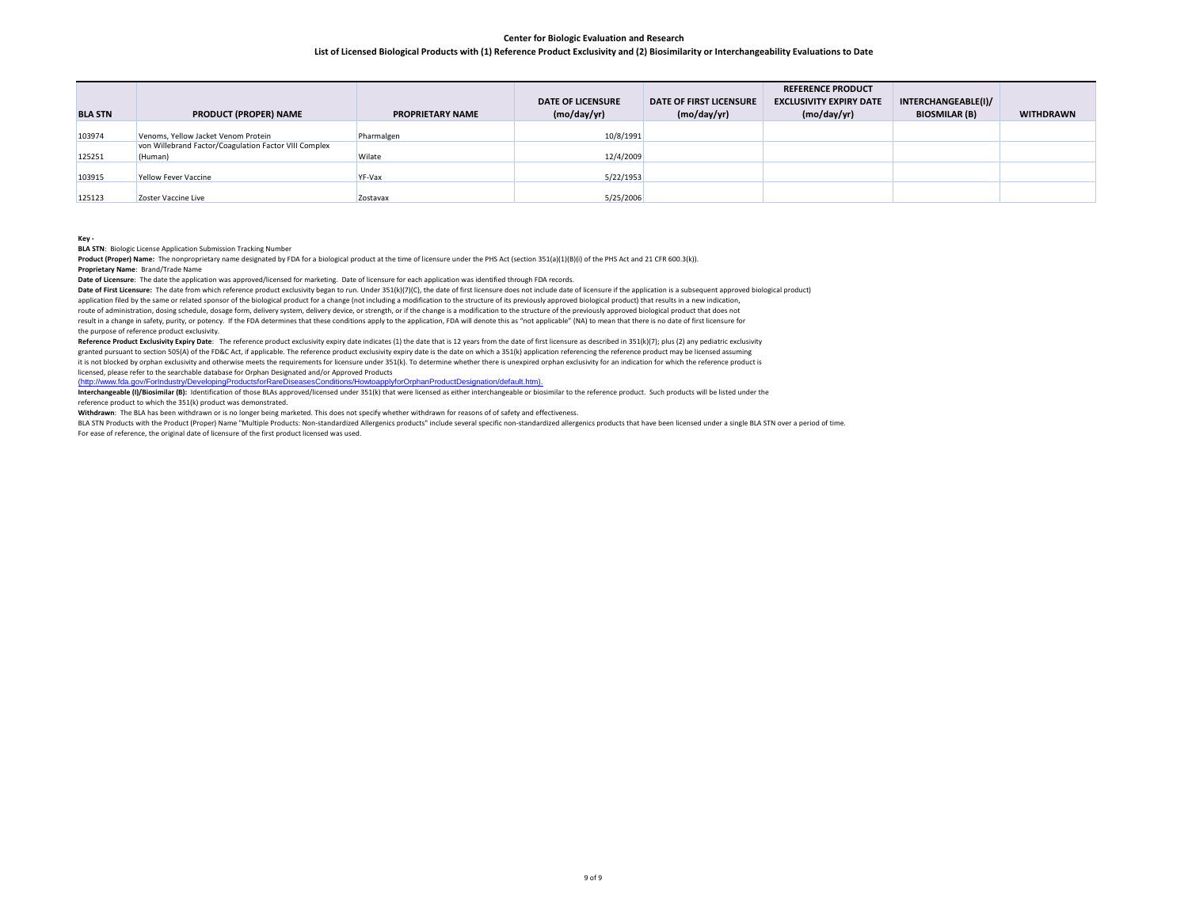**Center for Biologic Evaluation and Research**

**List of Licensed Biological Products with (1) Reference Product Exclusivity and (2) Biosimilarity or Interchangeability Evaluations to Date**

| BLA STN | PRODUCT (PROPER) NAME | PROPRIETARY NAME | DATE OF LICENSURE (mo/day/yr) | DATE OF FIRST LICENSURE (mo/day/yr) | REFERENCE PRODUCT EXCLUSIVITY EXPIRY DATE (mo/day/yr) | INTERCHANGEABLE(I)/ BIOSMILAR (B) | WITHDRAWN |
|---|---|---|---|---|---|---|---|
| 103974 | Venoms, Yellow Jacket Venom Protein | Pharmalgen | 10/8/1991 | | | | |
| 125251 | von Willebrand Factor/Coagulation Factor VIII Complex (Human) | Wilate | 12/4/2009 | | | | |
| 103915 | Yellow Fever Vaccine | YF-Vax | 5/22/1953 | | | | |
| 125123 | Zoster Vaccine Live | Zostavax | 5/25/2006 | | | | |

**Key -**

**BLA STN**: Biologic License Application Submission Tracking Number

**Product (Proper) Name:** The nonproprietary name designated by FDA for a biological product at the time of licensure under the PHS Act (section 351(a)(1)(B)(i) of the PHS Act and 21 CFR 600.3(k)).

**Proprietary Name**: Brand/Trade Name

**Date of Licensure**: The date the application was approved/licensed for marketing. Date of licensure for each application was identified through FDA records.

**Date of First Licensure:** The date from which reference product exclusivity began to run. Under 351(k)(7)(C), the date of first licensure does not include date of licensure if the application is a subsequent approved biological product) application filed by the same or related sponsor of the biological product for a change (not including a modification to the structure of its previously approved biological product) that results in a new indication, route of administration, dosing schedule, dosage form, delivery system, delivery device, or strength, or if the change is a modification to the structure of the previously approved biological product that does not result in a change in safety, purity, or potency. If the FDA determines that these conditions apply to the application, FDA will denote this as "not applicable" (NA) to mean that there is no date of first licensure for the purpose of reference product exclusivity.

**Reference Product Exclusivity Expiry Date**: The reference product exclusivity expiry date indicates (1) the date that is 12 years from the date of first licensure as described in 351(k)(7); plus (2) any pediatric exclusivity granted pursuant to section 505(A) of the FD&C Act, if applicable. The reference product exclusivity expiry date is the date on which a 351(k) application referencing the reference product may be licensed assuming it is not blocked by orphan exclusivity and otherwise meets the requirements for licensure under 351(k). To determine whether there is unexpired orphan exclusivity for an indication for which the reference product is licensed, please refer to the searchable database for Orphan Designated and/or Approved Products (http://www.fda.gov/ForIndustry/DevelopingProductsforRareDiseasesConditions/HowtoapplyforOrphanProductDesignation/default.htm).

**Interchangeable (I)/Biosimilar (B):** Identification of those BLAs approved/licensed under 351(k) that were licensed as either interchangeable or biosimilar to the reference product. Such products will be listed under the reference product to which the 351(k) product was demonstrated.

**Withdrawn**: The BLA has been withdrawn or is no longer being marketed. This does not specify whether withdrawn for reasons of of safety and effectiveness.

BLA STN Products with the Product (Proper) Name "Multiple Products: Non-standardized Allergenics products" include several specific non-standardized allergenics products that have been licensed under a single BLA STN over a period of time. For ease of reference, the original date of licensure of the first product licensed was used.